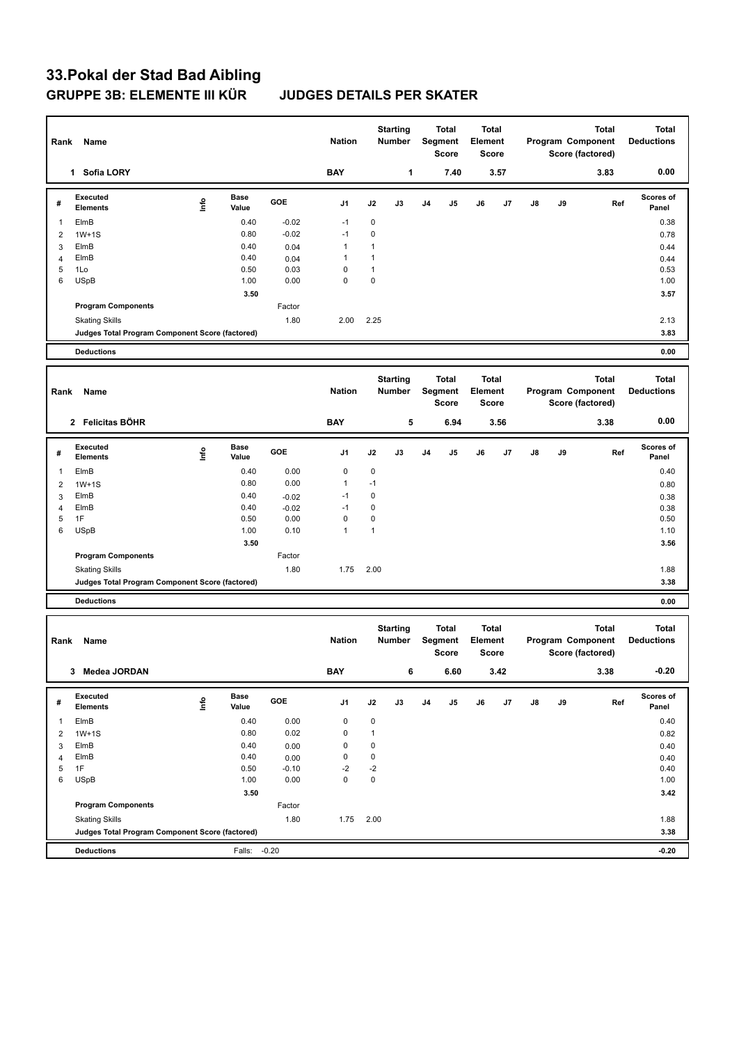# 33.Pokal der Stad Bad Aibling

## GRUPPE 3B: ELEMENTE III KÜR JUDGES DETAILS PER SKATER

| Rank | Name | Nation | Starting Number | Total Segment Score | Total Element Score | Total Program Component Score (factored) | Total Deductions |
|---|---|---|---|---|---|---|---|
| 1 | Sofia LORY | BAY | 1 | 7.40 | 3.57 | 3.83 | 0.00 |

| # | Executed Elements | Info | Base Value | GOE | J1 | J2 | J3 | J4 | J5 | J6 | J7 | J8 | J9 | Ref | Scores of Panel |
|---|---|---|---|---|---|---|---|---|---|---|---|---|---|---|---|
| 1 | ElmB | | 0.40 | -0.02 | -1 | 0 | | | | | | | | | 0.38 |
| 2 | 1W+1S | | 0.80 | -0.02 | -1 | 0 | | | | | | | | | 0.78 |
| 3 | ElmB | | 0.40 | 0.04 | 1 | 1 | | | | | | | | | 0.44 |
| 4 | ElmB | | 0.40 | 0.04 | 1 | 1 | | | | | | | | | 0.44 |
| 5 | 1Lo | | 0.50 | 0.03 | 0 | 1 | | | | | | | | | 0.53 |
| 6 | USpB | | 1.00 | 0.00 | 0 | 0 | | | | | | | | | 1.00 |
| | | | 3.50 | | | | | | | | | | | | 3.57 |
| | Program Components | | | Factor | | | | | | | | | | | |
| | Skating Skills | | | 1.80 | 2.00 | 2.25 | | | | | | | | | 2.13 |
| | Judges Total Program Component Score (factored) | | | | | | | | | | | | | | 3.83 |
| | Deductions | | | | | | | | | | | | | | 0.00 |

| Rank | Name | Nation | Starting Number | Total Segment Score | Total Element Score | Total Program Component Score (factored) | Total Deductions |
|---|---|---|---|---|---|---|---|
| 2 | Felicitas BÖHR | BAY | 5 | 6.94 | 3.56 | 3.38 | 0.00 |

| # | Executed Elements | Info | Base Value | GOE | J1 | J2 | J3 | J4 | J5 | J6 | J7 | J8 | J9 | Ref | Scores of Panel |
|---|---|---|---|---|---|---|---|---|---|---|---|---|---|---|---|
| 1 | ElmB | | 0.40 | 0.00 | 0 | 0 | | | | | | | | | 0.40 |
| 2 | 1W+1S | | 0.80 | 0.00 | 1 | -1 | | | | | | | | | 0.80 |
| 3 | ElmB | | 0.40 | -0.02 | -1 | 0 | | | | | | | | | 0.38 |
| 4 | ElmB | | 0.40 | -0.02 | -1 | 0 | | | | | | | | | 0.38 |
| 5 | 1F | | 0.50 | 0.00 | 0 | 0 | | | | | | | | | 0.50 |
| 6 | USpB | | 1.00 | 0.10 | 1 | 1 | | | | | | | | | 1.10 |
| | | | 3.50 | | | | | | | | | | | | 3.56 |
| | Program Components | | | Factor | | | | | | | | | | | |
| | Skating Skills | | | 1.80 | 1.75 | 2.00 | | | | | | | | | 1.88 |
| | Judges Total Program Component Score (factored) | | | | | | | | | | | | | | 3.38 |
| | Deductions | | | | | | | | | | | | | | 0.00 |

| Rank | Name | Nation | Starting Number | Total Segment Score | Total Element Score | Total Program Component Score (factored) | Total Deductions |
|---|---|---|---|---|---|---|---|
| 3 | Medea JORDAN | BAY | 6 | 6.60 | 3.42 | 3.38 | -0.20 |

| # | Executed Elements | Info | Base Value | GOE | J1 | J2 | J3 | J4 | J5 | J6 | J7 | J8 | J9 | Ref | Scores of Panel |
|---|---|---|---|---|---|---|---|---|---|---|---|---|---|---|---|
| 1 | ElmB | | 0.40 | 0.00 | 0 | 0 | | | | | | | | | 0.40 |
| 2 | 1W+1S | | 0.80 | 0.02 | 0 | 1 | | | | | | | | | 0.82 |
| 3 | ElmB | | 0.40 | 0.00 | 0 | 0 | | | | | | | | | 0.40 |
| 4 | ElmB | | 0.40 | 0.00 | 0 | 0 | | | | | | | | | 0.40 |
| 5 | 1F | | 0.50 | -0.10 | -2 | -2 | | | | | | | | | 0.40 |
| 6 | USpB | | 1.00 | 0.00 | 0 | 0 | | | | | | | | | 1.00 |
| | | | 3.50 | | | | | | | | | | | | 3.42 |
| | Program Components | | | Factor | | | | | | | | | | | |
| | Skating Skills | | | 1.80 | 1.75 | 2.00 | | | | | | | | | 1.88 |
| | Judges Total Program Component Score (factored) | | | | | | | | | | | | | | 3.38 |
| | Deductions | | Falls: | -0.20 | | | | | | | | | | | -0.20 |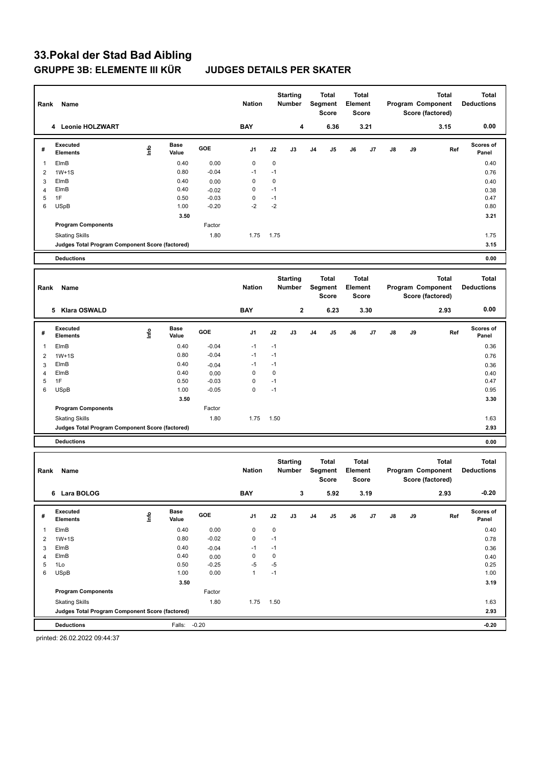# 33.Pokal der Stad Bad Aibling

## GRUPPE 3B: ELEMENTE III KÜR JUDGES DETAILS PER SKATER

| Rank | Name | Nation | Starting Number | Total Segment Score | Total Element Score | Total Program Component Score (factored) | Total Deductions |
|---|---|---|---|---|---|---|---|
| 4 | Leonie HOLZWART | BAY | 4 | 6.36 | 3.21 | 3.15 | 0.00 |

| # | Executed Elements | Info | Base Value | GOE | J1 | J2 | J3 | J4 | J5 | J6 | J7 | J8 | J9 | Ref | Scores of Panel |
|---|---|---|---|---|---|---|---|---|---|---|---|---|---|---|---|
| 1 | ElmB | | 0.40 | 0.00 | 0 | 0 | | | | | | | | | 0.40 |
| 2 | 1W+1S | | 0.80 | -0.04 | -1 | -1 | | | | | | | | | 0.76 |
| 3 | ElmB | | 0.40 | 0.00 | 0 | 0 | | | | | | | | | 0.40 |
| 4 | ElmB | | 0.40 | -0.02 | 0 | -1 | | | | | | | | | 0.38 |
| 5 | 1F | | 0.50 | -0.03 | 0 | -1 | | | | | | | | | 0.47 |
| 6 | USpB | | 1.00 | -0.20 | -2 | -2 | | | | | | | | | 0.80 |
| | | | 3.50 | | | | | | | | | | | | 3.21 |
| | Program Components | | | Factor | | | | | | | | | | | |
| | Skating Skills | | | 1.80 | 1.75 | 1.75 | | | | | | | | | 1.75 |
| | Judges Total Program Component Score (factored) | | | | | | | | | | | | | | 3.15 |
| | Deductions | | | | | | | | | | | | | | 0.00 |

| Rank | Name | Nation | Starting Number | Total Segment Score | Total Element Score | Total Program Component Score (factored) | Total Deductions |
|---|---|---|---|---|---|---|---|
| 5 | Klara OSWALD | BAY | 2 | 6.23 | 3.30 | 2.93 | 0.00 |

| # | Executed Elements | Info | Base Value | GOE | J1 | J2 | J3 | J4 | J5 | J6 | J7 | J8 | J9 | Ref | Scores of Panel |
|---|---|---|---|---|---|---|---|---|---|---|---|---|---|---|---|
| 1 | ElmB | | 0.40 | -0.04 | -1 | -1 | | | | | | | | | 0.36 |
| 2 | 1W+1S | | 0.80 | -0.04 | -1 | -1 | | | | | | | | | 0.76 |
| 3 | ElmB | | 0.40 | -0.04 | -1 | -1 | | | | | | | | | 0.36 |
| 4 | ElmB | | 0.40 | 0.00 | 0 | 0 | | | | | | | | | 0.40 |
| 5 | 1F | | 0.50 | -0.03 | 0 | -1 | | | | | | | | | 0.47 |
| 6 | USpB | | 1.00 | -0.05 | 0 | -1 | | | | | | | | | 0.95 |
| | | | 3.50 | | | | | | | | | | | | 3.30 |
| | Program Components | | | Factor | | | | | | | | | | | |
| | Skating Skills | | | 1.80 | 1.75 | 1.50 | | | | | | | | | 1.63 |
| | Judges Total Program Component Score (factored) | | | | | | | | | | | | | | 2.93 |
| | Deductions | | | | | | | | | | | | | | 0.00 |

| Rank | Name | Nation | Starting Number | Total Segment Score | Total Element Score | Total Program Component Score (factored) | Total Deductions |
|---|---|---|---|---|---|---|---|
| 6 | Lara BOLOG | BAY | 3 | 5.92 | 3.19 | 2.93 | -0.20 |

| # | Executed Elements | Info | Base Value | GOE | J1 | J2 | J3 | J4 | J5 | J6 | J7 | J8 | J9 | Ref | Scores of Panel |
|---|---|---|---|---|---|---|---|---|---|---|---|---|---|---|---|
| 1 | ElmB | | 0.40 | 0.00 | 0 | 0 | | | | | | | | | 0.40 |
| 2 | 1W+1S | | 0.80 | -0.02 | 0 | -1 | | | | | | | | | 0.78 |
| 3 | ElmB | | 0.40 | -0.04 | -1 | -1 | | | | | | | | | 0.36 |
| 4 | ElmB | | 0.40 | 0.00 | 0 | 0 | | | | | | | | | 0.40 |
| 5 | 1Lo | | 0.50 | -0.25 | -5 | -5 | | | | | | | | | 0.25 |
| 6 | USpB | | 1.00 | 0.00 | 1 | -1 | | | | | | | | | 1.00 |
| | | | 3.50 | | | | | | | | | | | | 3.19 |
| | Program Components | | | Factor | | | | | | | | | | | |
| | Skating Skills | | | 1.80 | 1.75 | 1.50 | | | | | | | | | 1.63 |
| | Judges Total Program Component Score (factored) | | | | | | | | | | | | | | 2.93 |
| | Deductions | | Falls: | -0.20 | | | | | | | | | | | -0.20 |

printed: 26.02.2022 09:44:37